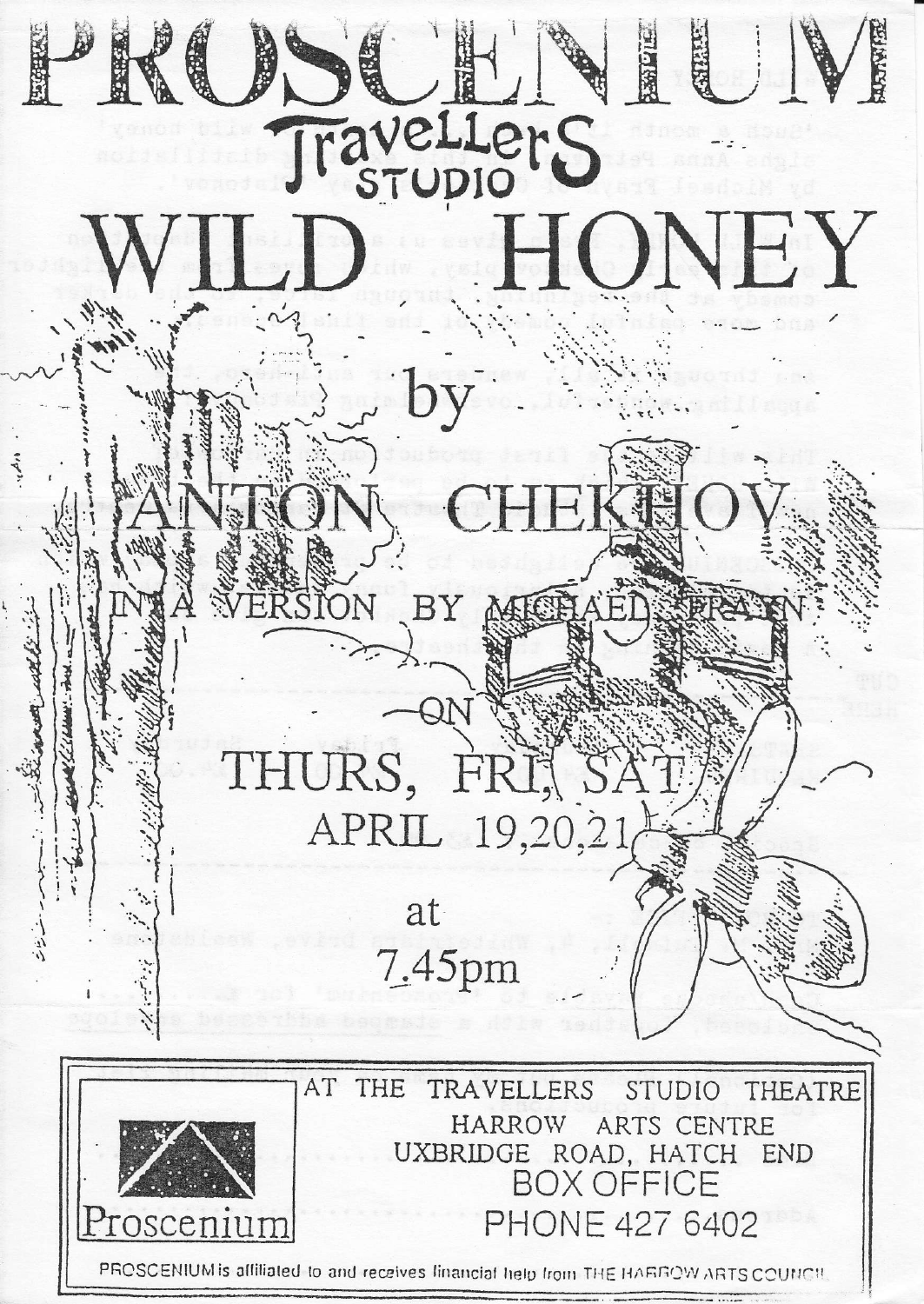# PROSCENIUM

## Travellers Studio

# WILD HONEY

by

## ANTON CHEKHOV

IN A VERSION BY MICHAEL FRAYN

ON

## THURS, FRI, SAT

## APRIL 19,20,21

at

## 7.45pm

AT THE TRAVELLERS STUDIO THEATRE
HARROW ARTS CENTRE
UXBRIDGE ROAD, HATCH END

BOX OFFICE
PHONE 427 6402

Proscenium

PROSCENIUM is affiliated to and receives financial help from THE HARROW ARTS COUNCIL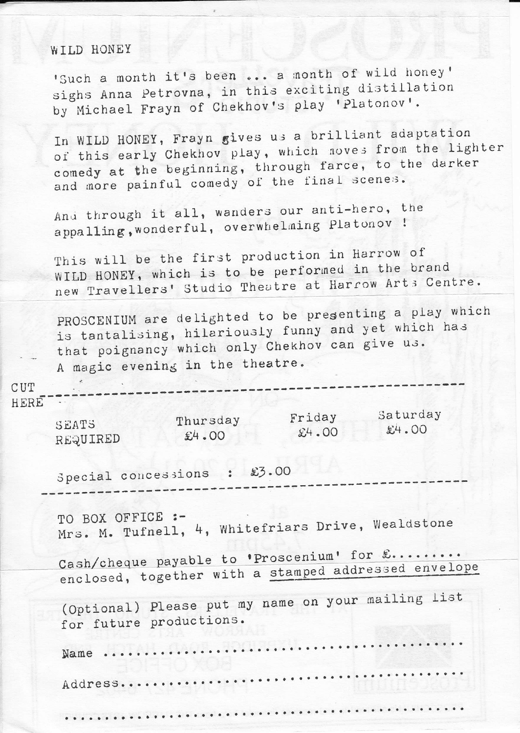# WILD HONEY

'Such a month it's been ... a month of wild honey' sighs Anna Petrovna, in this exciting distillation by Michael Frayn of Chekhov's play 'Platonov'.

In WILD HONEY, Frayn gives us a brilliant adaptation of this early Chekhov play, which moves from the lighter comedy at the beginning, through farce, to the darker and more painful comedy of the final scenes.

And through it all, wanders our anti-hero, the appalling, wonderful, overwhelming Platonov !

This will be the first production in Harrow of WILD HONEY, which is to be performed in the brand new Travellers' Studio Theatre at Harrow Arts Centre.

PROSCENIUM are delighted to be presenting a play which is tantalising, hilariously funny and yet which has that poignancy which only Chekhov can give us. A magic evening in the theatre.

CUT HERE

---

| SEATS REQUIRED | Thursday £4.00 | Friday £4.00 | Saturday £4.00 |
|---|---|---|---|

Special concessions : £3.00

---

TO BOX OFFICE :-
Mrs. M. Tufnell, 4, Whitefriars Drive, Wealdstone

Cash/cheque payable to 'Proscenium' for £.........
enclosed, together with a stamped addressed envelope

(Optional) Please put my name on your mailing list for future productions.

Name ..............................................

Address............................................

...................................................